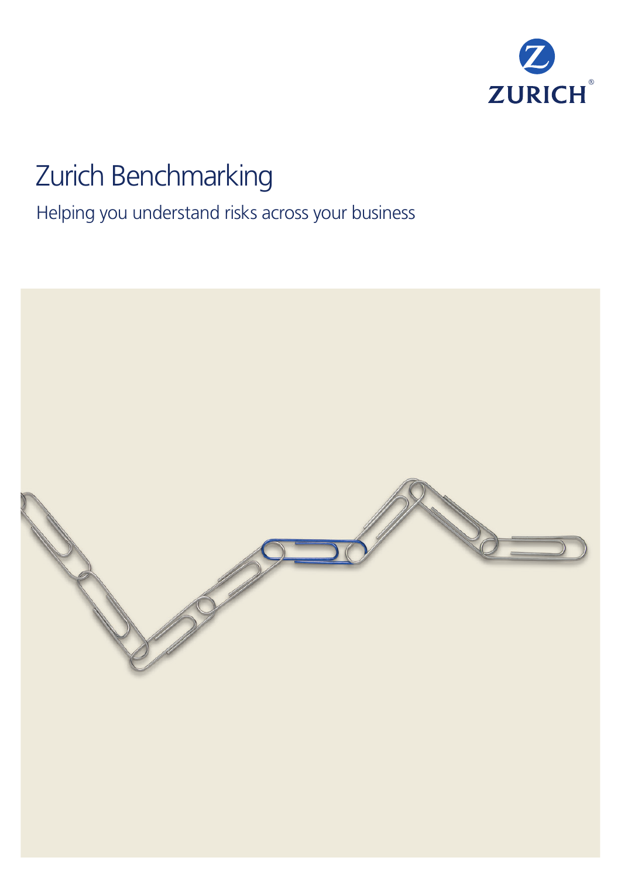ZURICH

# Zurich Benchmarking

Helping you understand risks across your business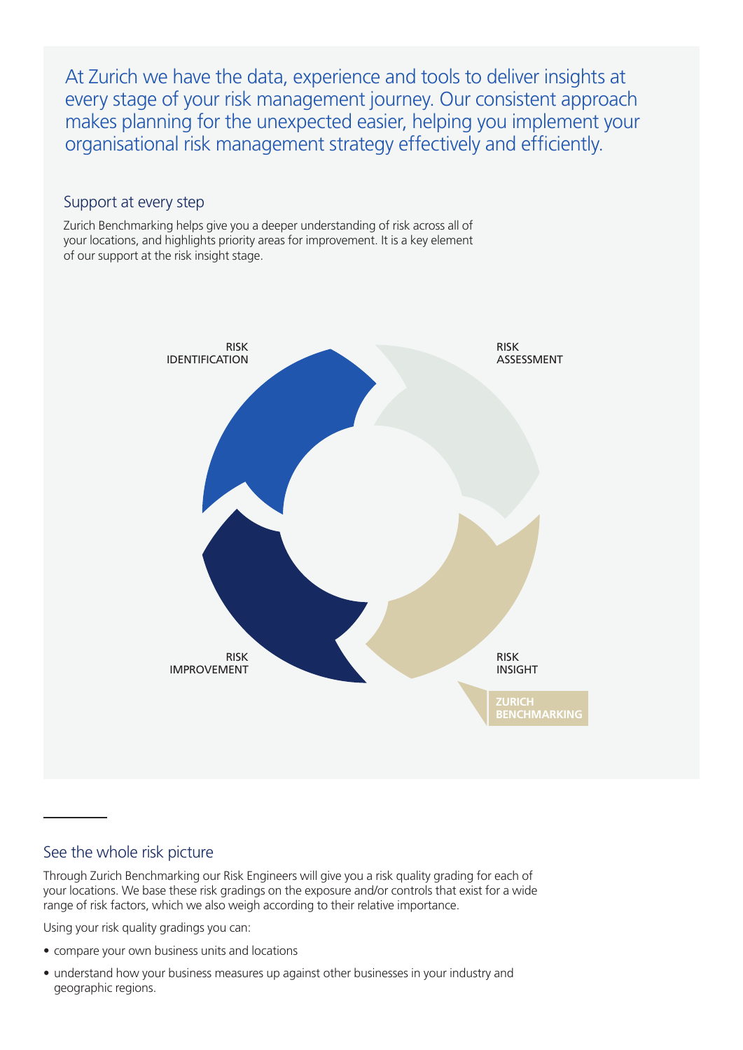At Zurich we have the data, experience and tools to deliver insights at every stage of your risk management journey. Our consistent approach makes planning for the unexpected easier, helping you implement your organisational risk management strategy effectively and efficiently.

## Support at every step

Zurich Benchmarking helps give you a deeper understanding of risk across all of your locations, and highlights priority areas for improvement. It is a key element of our support at the risk insight stage.

RISK IDENTIFICATION

RISK ASSESSMENT

RISK INSIGHT

ZURICH BENCHMARKING

RISK IMPROVEMENT

## See the whole risk picture

Through Zurich Benchmarking our Risk Engineers will give you a risk quality grading for each of your locations. We base these risk gradings on the exposure and/or controls that exist for a wide range of risk factors, which we also weigh according to their relative importance.

Using your risk quality gradings you can:

- compare your own business units and locations
- understand how your business measures up against other businesses in your industry and geographic regions.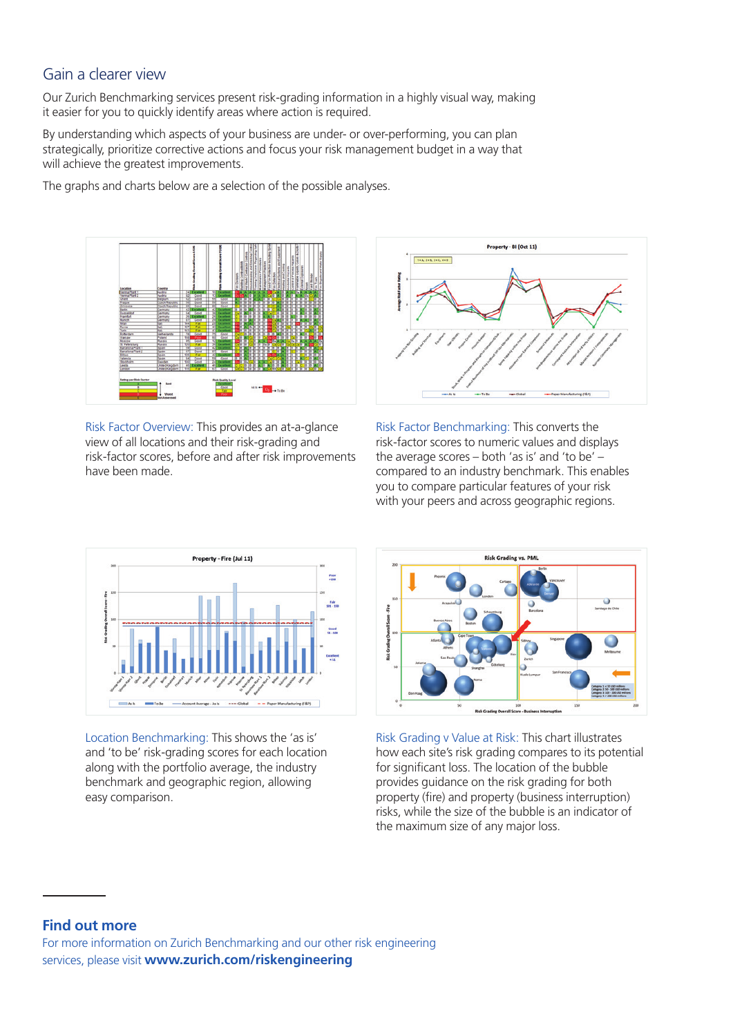## Gain a clearer view

Our Zurich Benchmarking services present risk-grading information in a highly visual way, making it easier for you to quickly identify areas where action is required.

By understanding which aspects of your business are under- or over-performing, you can plan strategically, prioritize corrective actions and focus your risk management budget in a way that will achieve the greatest improvements.

The graphs and charts below are a selection of the possible analyses.

Risk Factor Overview: This provides an at-a-glance view of all locations and their risk-grading and risk-factor scores, before and after risk improvements have been made.

Risk Factor Benchmarking: This converts the risk-factor scores to numeric values and displays the average scores – both 'as is' and 'to be' – compared to an industry benchmark. This enables you to compare particular features of your risk with your peers and across geographic regions.

Location Benchmarking: This shows the 'as is' and 'to be' risk-grading scores for each location along with the portfolio average, the industry benchmark and geographic region, allowing easy comparison.

Risk Grading v Value at Risk: This chart illustrates how each site's risk grading compares to its potential for significant loss. The location of the bubble provides guidance on the risk grading for both property (fire) and property (business interruption) risks, while the size of the bubble is an indicator of the maximum size of any major loss.

### Find out more

For more information on Zurich Benchmarking and our other risk engineering services, please visit **www.zurich.com/riskengineering**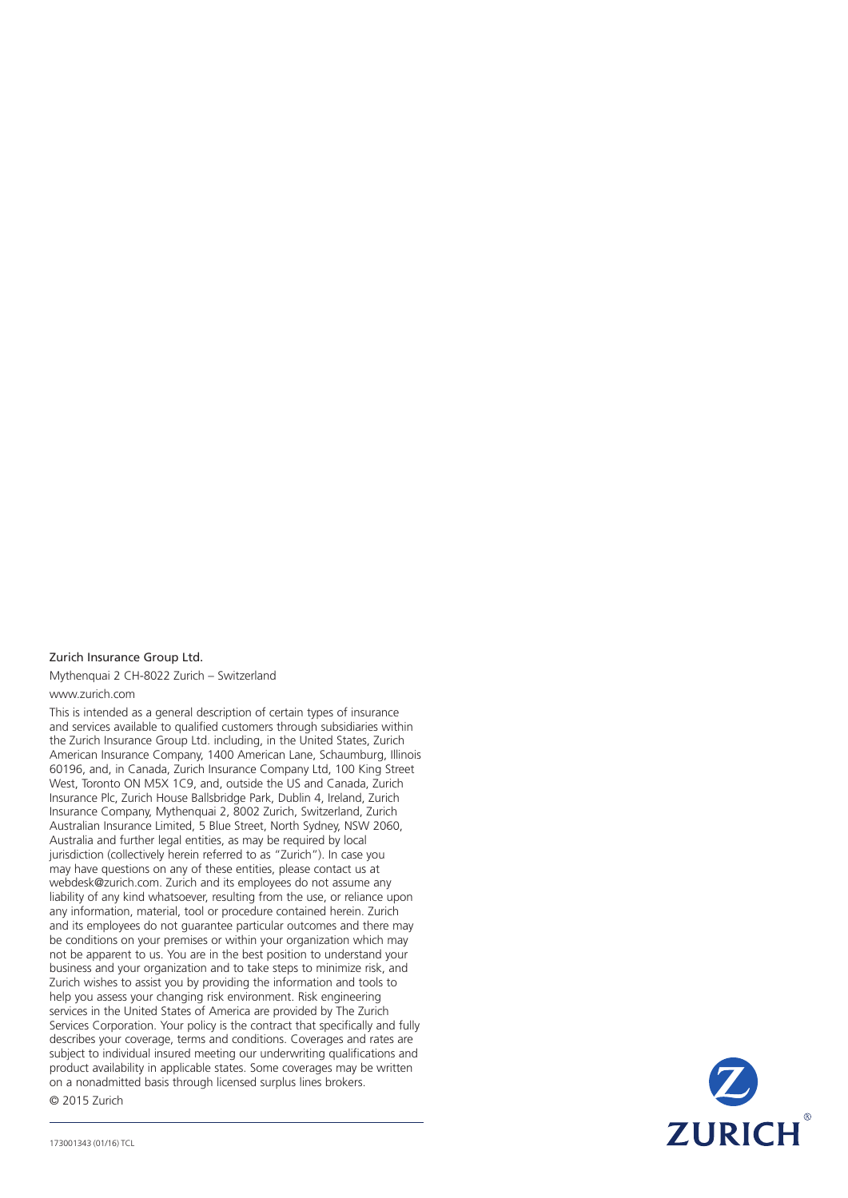Zurich Insurance Group Ltd.

Mythenquai 2 CH-8022 Zurich – Switzerland

www.zurich.com

This is intended as a general description of certain types of insurance and services available to qualified customers through subsidiaries within the Zurich Insurance Group Ltd. including, in the United States, Zurich American Insurance Company, 1400 American Lane, Schaumburg, Illinois 60196, and, in Canada, Zurich Insurance Company Ltd, 100 King Street West, Toronto ON M5X 1C9, and, outside the US and Canada, Zurich Insurance Plc, Zurich House Ballsbridge Park, Dublin 4, Ireland, Zurich Insurance Company, Mythenquai 2, 8002 Zurich, Switzerland, Zurich Australian Insurance Limited, 5 Blue Street, North Sydney, NSW 2060, Australia and further legal entities, as may be required by local jurisdiction (collectively herein referred to as "Zurich"). In case you may have questions on any of these entities, please contact us at webdesk@zurich.com. Zurich and its employees do not assume any liability of any kind whatsoever, resulting from the use, or reliance upon any information, material, tool or procedure contained herein. Zurich and its employees do not guarantee particular outcomes and there may be conditions on your premises or within your organization which may not be apparent to us. You are in the best position to understand your business and your organization and to take steps to minimize risk, and Zurich wishes to assist you by providing the information and tools to help you assess your changing risk environment. Risk engineering services in the United States of America are provided by The Zurich Services Corporation. Your policy is the contract that specifically and fully describes your coverage, terms and conditions. Coverages and rates are subject to individual insured meeting our underwriting qualifications and product availability in applicable states. Some coverages may be written on a nonadmitted basis through licensed surplus lines brokers.

© 2015 Zurich

173001343 (01/16) TCL

ZURICH®